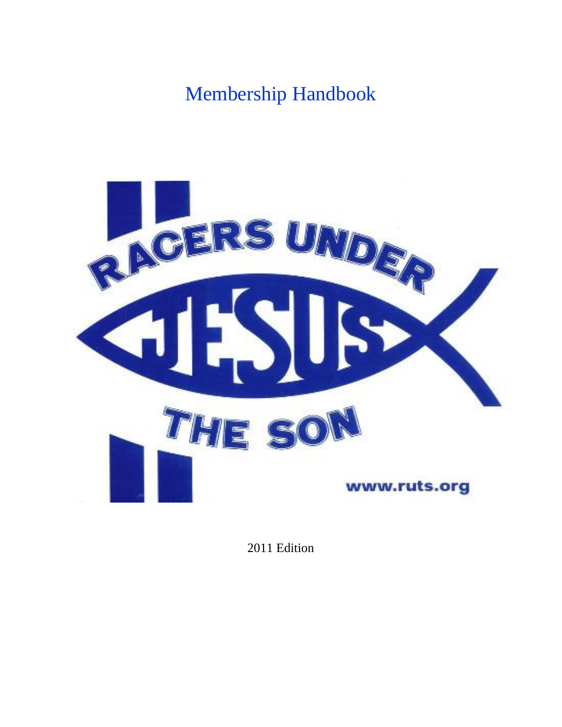# Membership Handbook

RACERS UNDER JESUS THE SON

www.ruts.org

2011 Edition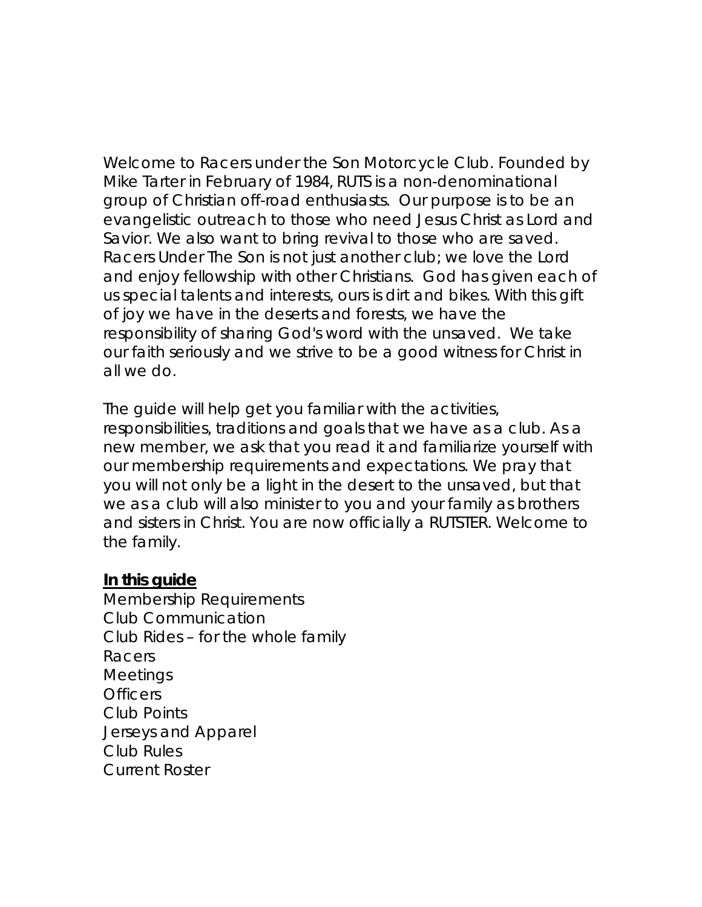Welcome to Racers under the Son Motorcycle Club. Founded by Mike Tarter in February of 1984, RUTS is a non-denominational group of Christian off-road enthusiasts. Our purpose is to be an evangelistic outreach to those who need Jesus Christ as Lord and Savior. We also want to bring revival to those who are saved. Racers Under The Son is not just another club; we love the Lord and enjoy fellowship with other Christians. God has given each of us special talents and interests, ours is dirt and bikes. With this gift of joy we have in the deserts and forests, we have the responsibility of sharing God's word with the unsaved. We take our faith seriously and we strive to be a good witness for Christ in all we do.

The guide will help get you familiar with the activities, responsibilities, traditions and goals that we have as a club. As a new member, we ask that you read it and familiarize yourself with our membership requirements and expectations. We pray that you will not only be a light in the desert to the unsaved, but that we as a club will also minister to you and your family as brothers and sisters in Christ. You are now officially a RUTSTER. Welcome to the family.

**In this guide**

Membership Requirements
Club Communication
Club Rides – for the whole family
Racers
Meetings
Officers
Club Points
Jerseys and Apparel
Club Rules
Current Roster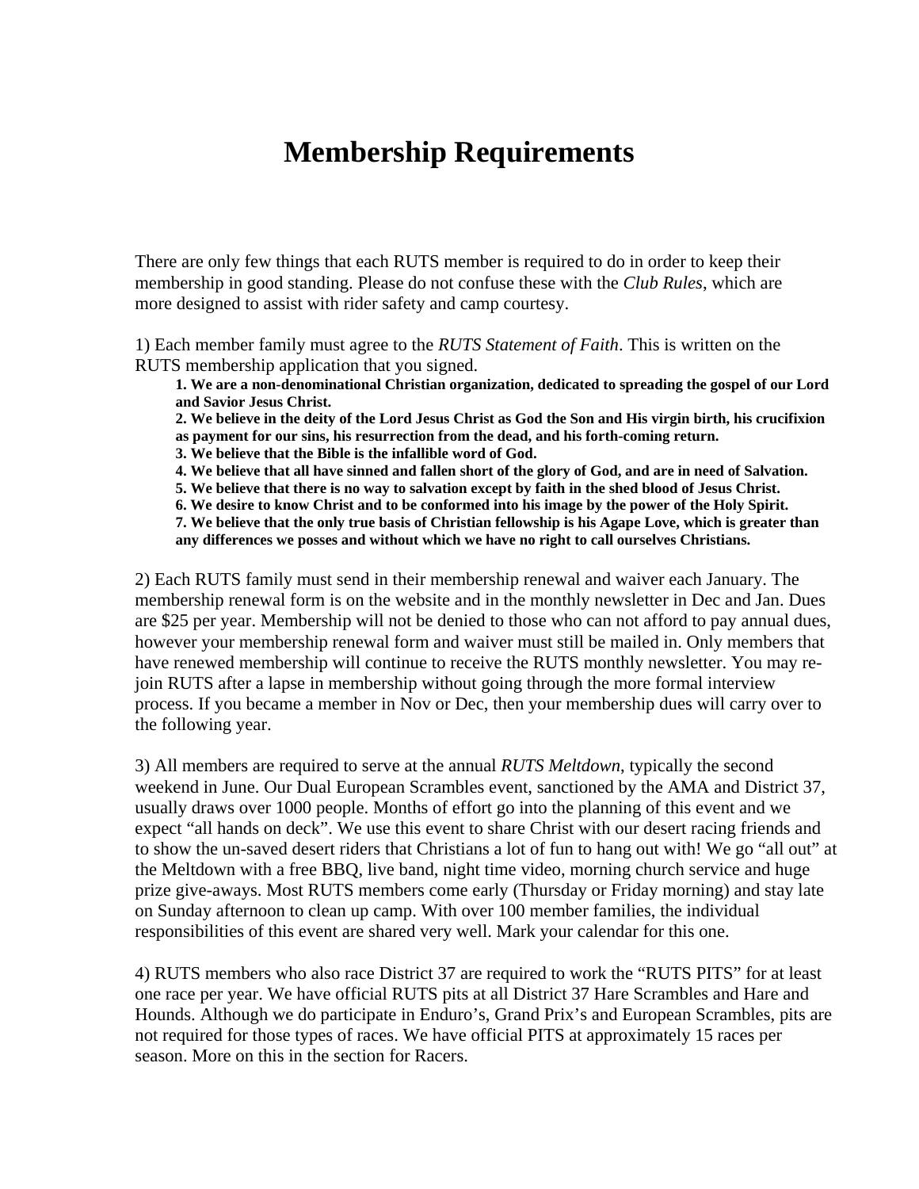# Membership Requirements

There are only few things that each RUTS member is required to do in order to keep their membership in good standing. Please do not confuse these with the *Club Rules*, which are more designed to assist with rider safety and camp courtesy.

1) Each member family must agree to the *RUTS Statement of Faith*. This is written on the RUTS membership application that you signed.

> **1. We are a non-denominational Christian organization, dedicated to spreading the gospel of our Lord and Savior Jesus Christ.**
> **2. We believe in the deity of the Lord Jesus Christ as God the Son and His virgin birth, his crucifixion as payment for our sins, his resurrection from the dead, and his forth-coming return.**
> **3. We believe that the Bible is the infallible word of God.**
> **4. We believe that all have sinned and fallen short of the glory of God, and are in need of Salvation.**
> **5. We believe that there is no way to salvation except by faith in the shed blood of Jesus Christ.**
> **6. We desire to know Christ and to be conformed into his image by the power of the Holy Spirit.**
> **7. We believe that the only true basis of Christian fellowship is his Agape Love, which is greater than any differences we posses and without which we have no right to call ourselves Christians.**

2) Each RUTS family must send in their membership renewal and waiver each January. The membership renewal form is on the website and in the monthly newsletter in Dec and Jan. Dues are $25 per year. Membership will not be denied to those who can not afford to pay annual dues, however your membership renewal form and waiver must still be mailed in. Only members that have renewed membership will continue to receive the RUTS monthly newsletter. You may re-join RUTS after a lapse in membership without going through the more formal interview process. If you became a member in Nov or Dec, then your membership dues will carry over to the following year.

3) All members are required to serve at the annual *RUTS Meltdown*, typically the second weekend in June. Our Dual European Scrambles event, sanctioned by the AMA and District 37, usually draws over 1000 people. Months of effort go into the planning of this event and we expect "all hands on deck". We use this event to share Christ with our desert racing friends and to show the un-saved desert riders that Christians a lot of fun to hang out with! We go "all out" at the Meltdown with a free BBQ, live band, night time video, morning church service and huge prize give-aways. Most RUTS members come early (Thursday or Friday morning) and stay late on Sunday afternoon to clean up camp. With over 100 member families, the individual responsibilities of this event are shared very well. Mark your calendar for this one.

4) RUTS members who also race District 37 are required to work the "RUTS PITS" for at least one race per year. We have official RUTS pits at all District 37 Hare Scrambles and Hare and Hounds. Although we do participate in Enduro's, Grand Prix's and European Scrambles, pits are not required for those types of races. We have official PITS at approximately 15 races per season. More on this in the section for Racers.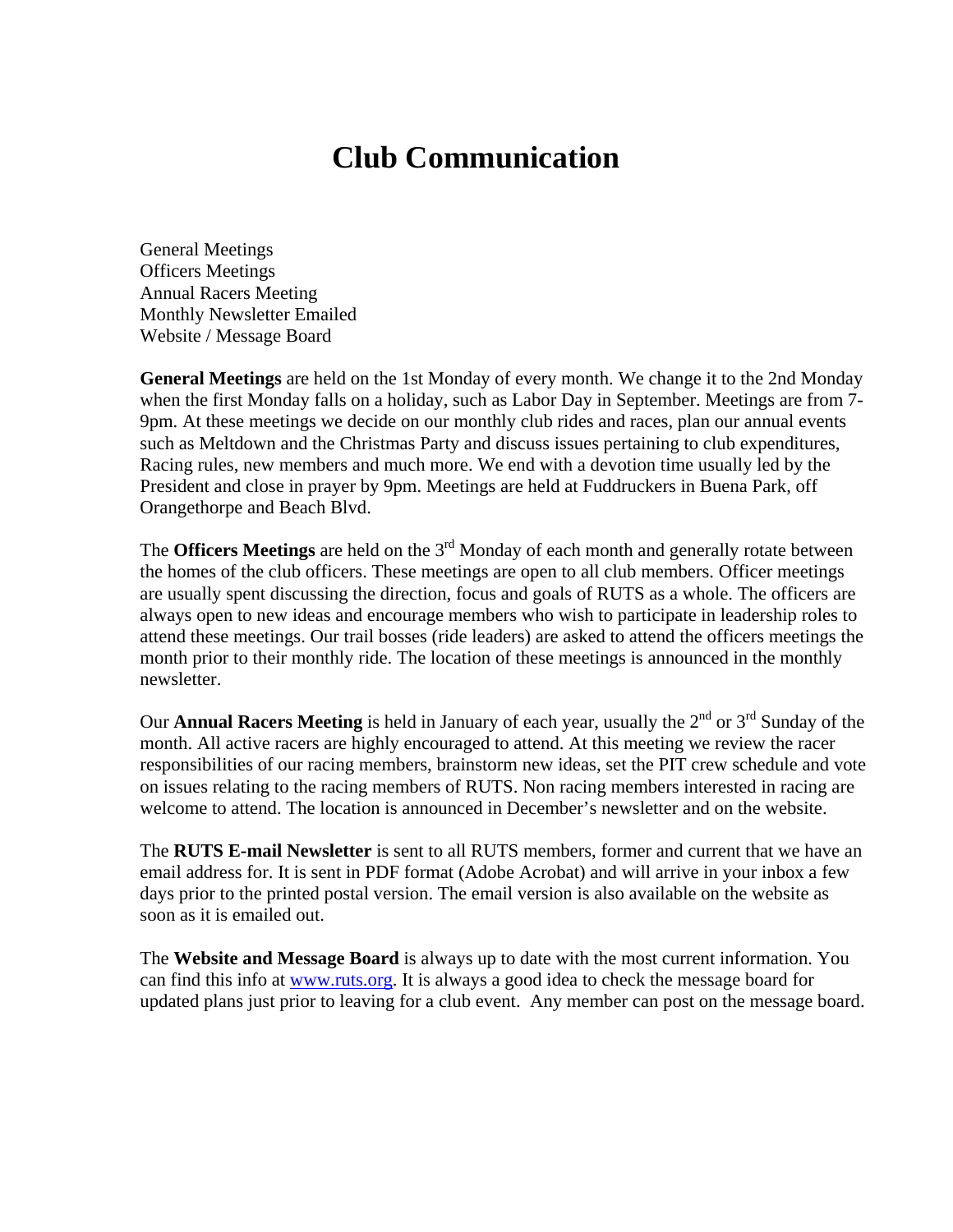# Club Communication

General Meetings
Officers Meetings
Annual Racers Meeting
Monthly Newsletter Emailed
Website / Message Board

**General Meetings** are held on the 1st Monday of every month. We change it to the 2nd Monday when the first Monday falls on a holiday, such as Labor Day in September. Meetings are from 7-9pm. At these meetings we decide on our monthly club rides and races, plan our annual events such as Meltdown and the Christmas Party and discuss issues pertaining to club expenditures, Racing rules, new members and much more. We end with a devotion time usually led by the President and close in prayer by 9pm. Meetings are held at Fuddruckers in Buena Park, off Orangethorpe and Beach Blvd.

The **Officers Meetings** are held on the 3rd Monday of each month and generally rotate between the homes of the club officers. These meetings are open to all club members. Officer meetings are usually spent discussing the direction, focus and goals of RUTS as a whole. The officers are always open to new ideas and encourage members who wish to participate in leadership roles to attend these meetings. Our trail bosses (ride leaders) are asked to attend the officers meetings the month prior to their monthly ride. The location of these meetings is announced in the monthly newsletter.

Our **Annual Racers Meeting** is held in January of each year, usually the 2nd or 3rd Sunday of the month. All active racers are highly encouraged to attend. At this meeting we review the racer responsibilities of our racing members, brainstorm new ideas, set the PIT crew schedule and vote on issues relating to the racing members of RUTS. Non racing members interested in racing are welcome to attend. The location is announced in December's newsletter and on the website.

The **RUTS E-mail Newsletter** is sent to all RUTS members, former and current that we have an email address for. It is sent in PDF format (Adobe Acrobat) and will arrive in your inbox a few days prior to the printed postal version. The email version is also available on the website as soon as it is emailed out.

The **Website and Message Board** is always up to date with the most current information. You can find this info at [www.ruts.org](http://www.ruts.org). It is always a good idea to check the message board for updated plans just prior to leaving for a club event. Any member can post on the message board.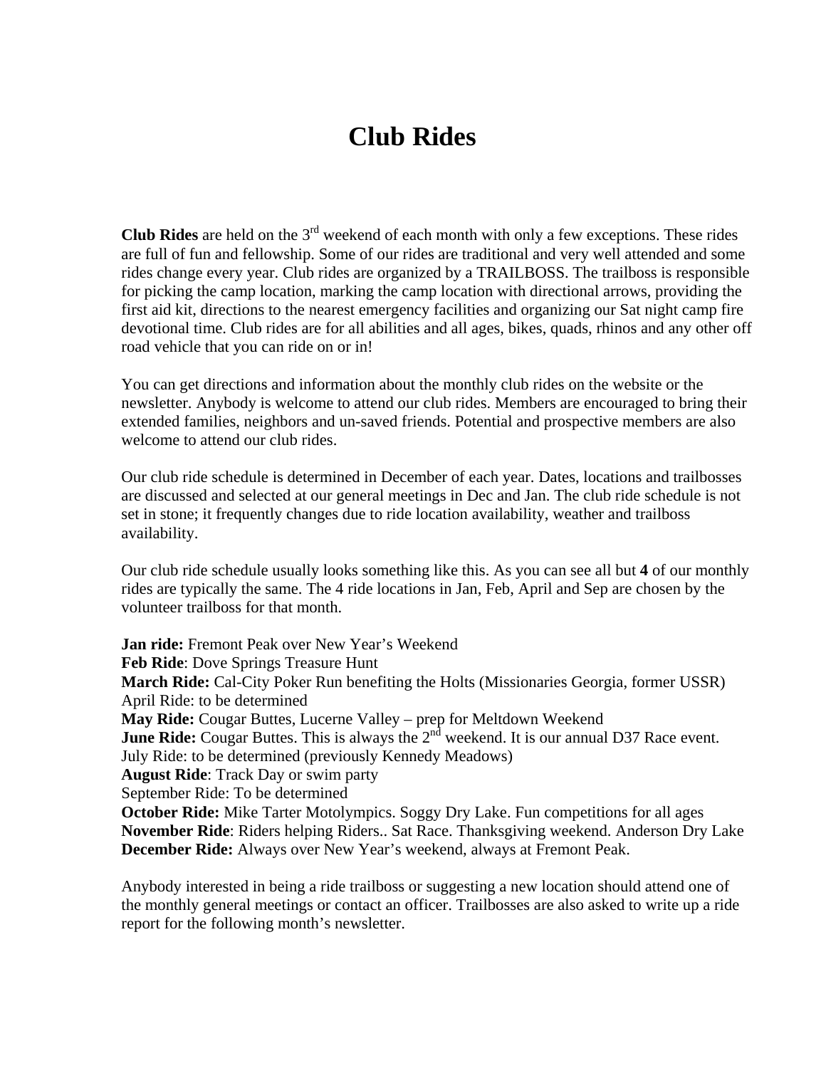# Club Rides

**Club Rides** are held on the 3rd weekend of each month with only a few exceptions. These rides are full of fun and fellowship. Some of our rides are traditional and very well attended and some rides change every year. Club rides are organized by a TRAILBOSS. The trailboss is responsible for picking the camp location, marking the camp location with directional arrows, providing the first aid kit, directions to the nearest emergency facilities and organizing our Sat night camp fire devotional time. Club rides are for all abilities and all ages, bikes, quads, rhinos and any other off road vehicle that you can ride on or in!

You can get directions and information about the monthly club rides on the website or the newsletter. Anybody is welcome to attend our club rides. Members are encouraged to bring their extended families, neighbors and un-saved friends. Potential and prospective members are also welcome to attend our club rides.

Our club ride schedule is determined in December of each year. Dates, locations and trailbosses are discussed and selected at our general meetings in Dec and Jan. The club ride schedule is not set in stone; it frequently changes due to ride location availability, weather and trailboss availability.

Our club ride schedule usually looks something like this. As you can see all but **4** of our monthly rides are typically the same. The 4 ride locations in Jan, Feb, April and Sep are chosen by the volunteer trailboss for that month.

**Jan ride:** Fremont Peak over New Year's Weekend
**Feb Ride**: Dove Springs Treasure Hunt
**March Ride:** Cal-City Poker Run benefiting the Holts (Missionaries Georgia, former USSR)
April Ride: to be determined
**May Ride:** Cougar Buttes, Lucerne Valley – prep for Meltdown Weekend
**June Ride:** Cougar Buttes. This is always the 2nd weekend. It is our annual D37 Race event.
July Ride: to be determined (previously Kennedy Meadows)
**August Ride**: Track Day or swim party
September Ride: To be determined
**October Ride:** Mike Tarter Motolympics. Soggy Dry Lake. Fun competitions for all ages
**November Ride**: Riders helping Riders.. Sat Race. Thanksgiving weekend. Anderson Dry Lake
**December Ride:** Always over New Year's weekend, always at Fremont Peak.

Anybody interested in being a ride trailboss or suggesting a new location should attend one of the monthly general meetings or contact an officer. Trailbosses are also asked to write up a ride report for the following month's newsletter.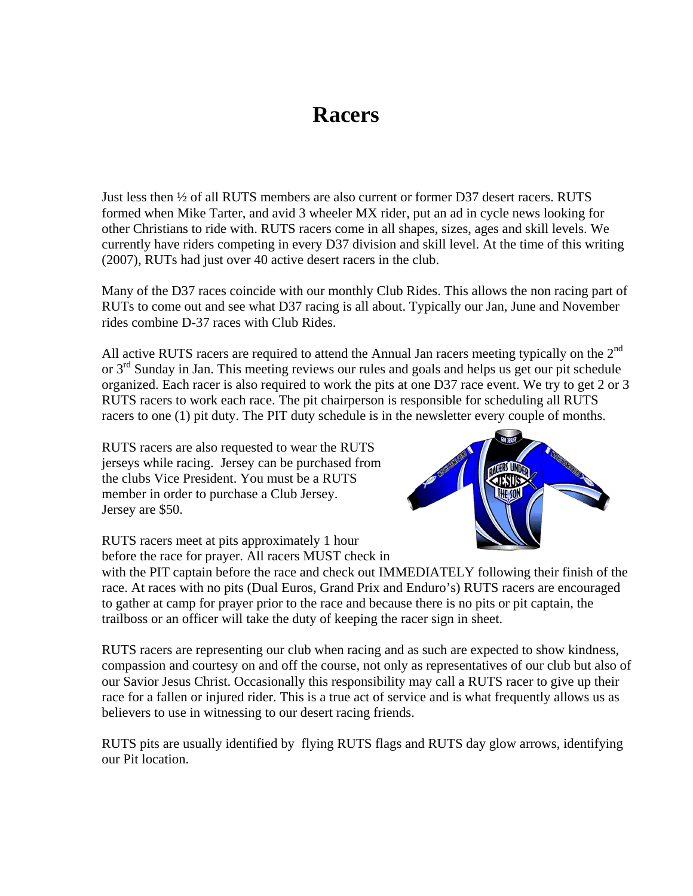# Racers

Just less then ½ of all RUTS members are also current or former D37 desert racers. RUTS formed when Mike Tarter, and avid 3 wheeler MX rider, put an ad in cycle news looking for other Christians to ride with. RUTS racers come in all shapes, sizes, ages and skill levels. We currently have riders competing in every D37 division and skill level. At the time of this writing (2007), RUTs had just over 40 active desert racers in the club.

Many of the D37 races coincide with our monthly Club Rides. This allows the non racing part of RUTs to come out and see what D37 racing is all about. Typically our Jan, June and November rides combine D-37 races with Club Rides.

All active RUTS racers are required to attend the Annual Jan racers meeting typically on the 2nd or 3rd Sunday in Jan. This meeting reviews our rules and goals and helps us get our pit schedule organized. Each racer is also required to work the pits at one D37 race event. We try to get 2 or 3 RUTS racers to work each race. The pit chairperson is responsible for scheduling all RUTS racers to one (1) pit duty. The PIT duty schedule is in the newsletter every couple of months.

RUTS racers are also requested to wear the RUTS jerseys while racing. Jersey can be purchased from the clubs Vice President. You must be a RUTS member in order to purchase a Club Jersey. Jersey are $50.

RUTS racers meet at pits approximately 1 hour before the race for prayer. All racers MUST check in with the PIT captain before the race and check out IMMEDIATELY following their finish of the race. At races with no pits (Dual Euros, Grand Prix and Enduro's) RUTS racers are encouraged to gather at camp for prayer prior to the race and because there is no pits or pit captain, the trailboss or an officer will take the duty of keeping the racer sign in sheet.

RUTS racers are representing our club when racing and as such are expected to show kindness, compassion and courtesy on and off the course, not only as representatives of our club but also of our Savior Jesus Christ. Occasionally this responsibility may call a RUTS racer to give up their race for a fallen or injured rider. This is a true act of service and is what frequently allows us as believers to use in witnessing to our desert racing friends.

RUTS pits are usually identified by flying RUTS flags and RUTS day glow arrows, identifying our Pit location.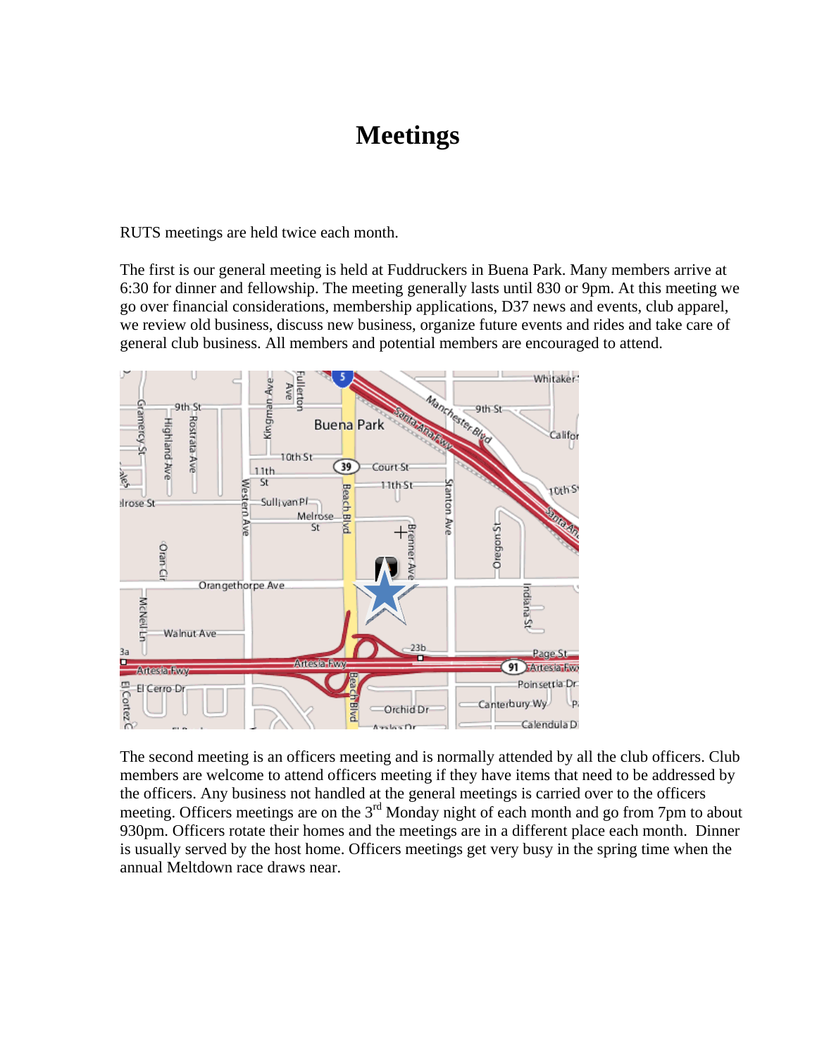# Meetings

RUTS meetings are held twice each month.

The first is our general meeting is held at Fuddruckers in Buena Park. Many members arrive at 6:30 for dinner and fellowship. The meeting generally lasts until 830 or 9pm. At this meeting we go over financial considerations, membership applications, D37 news and events, club apparel, we review old business, discuss new business, organize future events and rides and take care of general club business. All members and potential members are encouraged to attend.

The second meeting is an officers meeting and is normally attended by all the club officers. Club members are welcome to attend officers meeting if they have items that need to be addressed by the officers. Any business not handled at the general meetings is carried over to the officers meeting. Officers meetings are on the 3rd Monday night of each month and go from 7pm to about 930pm. Officers rotate their homes and the meetings are in a different place each month. Dinner is usually served by the host home. Officers meetings get very busy in the spring time when the annual Meltdown race draws near.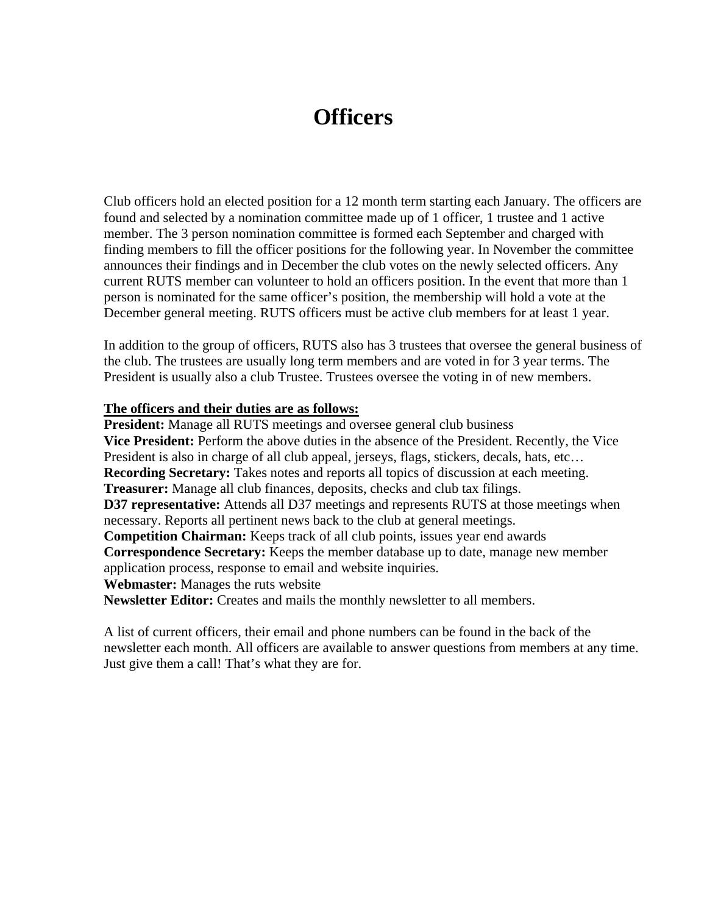# Officers

Club officers hold an elected position for a 12 month term starting each January. The officers are found and selected by a nomination committee made up of 1 officer, 1 trustee and 1 active member. The 3 person nomination committee is formed each September and charged with finding members to fill the officer positions for the following year. In November the committee announces their findings and in December the club votes on the newly selected officers. Any current RUTS member can volunteer to hold an officers position. In the event that more than 1 person is nominated for the same officer's position, the membership will hold a vote at the December general meeting. RUTS officers must be active club members for at least 1 year.

In addition to the group of officers, RUTS also has 3 trustees that oversee the general business of the club. The trustees are usually long term members and are voted in for 3 year terms. The President is usually also a club Trustee. Trustees oversee the voting in of new members.

**The officers and their duties are as follows:**

**President:** Manage all RUTS meetings and oversee general club business
**Vice President:** Perform the above duties in the absence of the President. Recently, the Vice President is also in charge of all club appeal, jerseys, flags, stickers, decals, hats, etc…
**Recording Secretary:** Takes notes and reports all topics of discussion at each meeting.
**Treasurer:** Manage all club finances, deposits, checks and club tax filings.
**D37 representative:** Attends all D37 meetings and represents RUTS at those meetings when necessary. Reports all pertinent news back to the club at general meetings.
**Competition Chairman:** Keeps track of all club points, issues year end awards
**Correspondence Secretary:** Keeps the member database up to date, manage new member application process, response to email and website inquiries.
**Webmaster:** Manages the ruts website
**Newsletter Editor:** Creates and mails the monthly newsletter to all members.

A list of current officers, their email and phone numbers can be found in the back of the newsletter each month. All officers are available to answer questions from members at any time. Just give them a call! That's what they are for.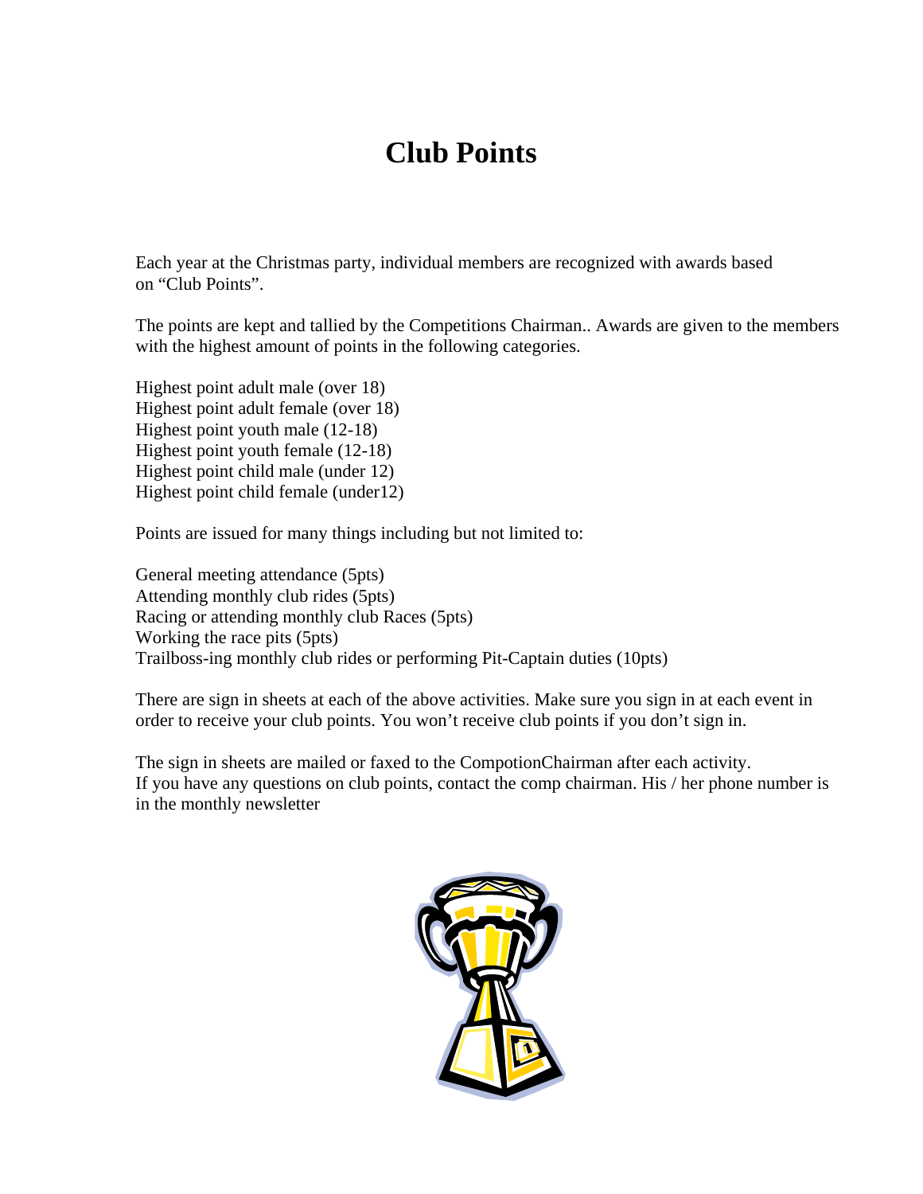# Club Points

Each year at the Christmas party, individual members are recognized with awards based on "Club Points".

The points are kept and tallied by the Competitions Chairman.. Awards are given to the members with the highest amount of points in the following categories.

Highest point adult male (over 18)
Highest point adult female (over 18)
Highest point youth male (12-18)
Highest point youth female (12-18)
Highest point child male (under 12)
Highest point child female (under12)

Points are issued for many things including but not limited to:

General meeting attendance (5pts)
Attending monthly club rides (5pts)
Racing or attending monthly club Races (5pts)
Working the race pits (5pts)
Trailboss-ing monthly club rides or performing Pit-Captain duties (10pts)

There are sign in sheets at each of the above activities. Make sure you sign in at each event in order to receive your club points. You won't receive club points if you don't sign in.

The sign in sheets are mailed or faxed to the CompotionChairman after each activity.
If you have any questions on club points, contact the comp chairman. His / her phone number is in the monthly newsletter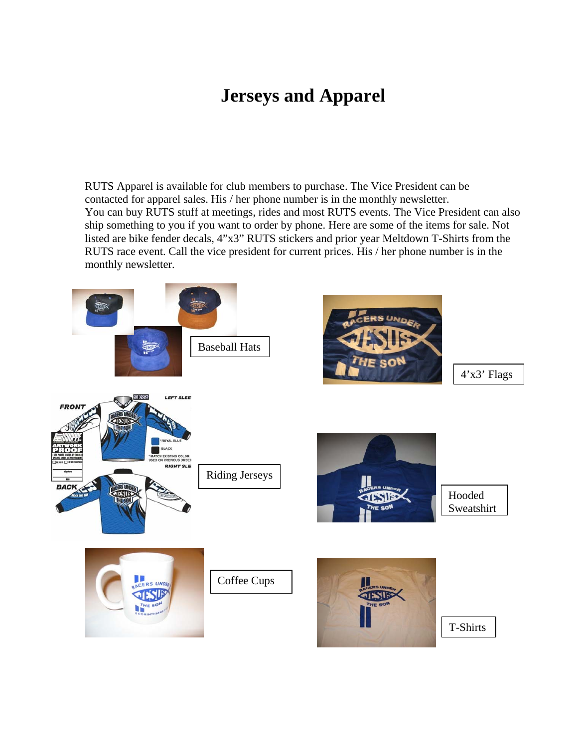# Jerseys and Apparel

RUTS Apparel is available for club members to purchase. The Vice President can be contacted for apparel sales. His / her phone number is in the monthly newsletter.
You can buy RUTS stuff at meetings, rides and most RUTS events. The Vice President can also ship something to you if you want to order by phone. Here are some of the items for sale. Not listed are bike fender decals, 4"x3" RUTS stickers and prior year Meltdown T-Shirts from the RUTS race event. Call the vice president for current prices. His / her phone number is in the monthly newsletter.

Baseball Hats

4'x3' Flags

Riding Jerseys

Hooded Sweatshirt

Coffee Cups

T-Shirts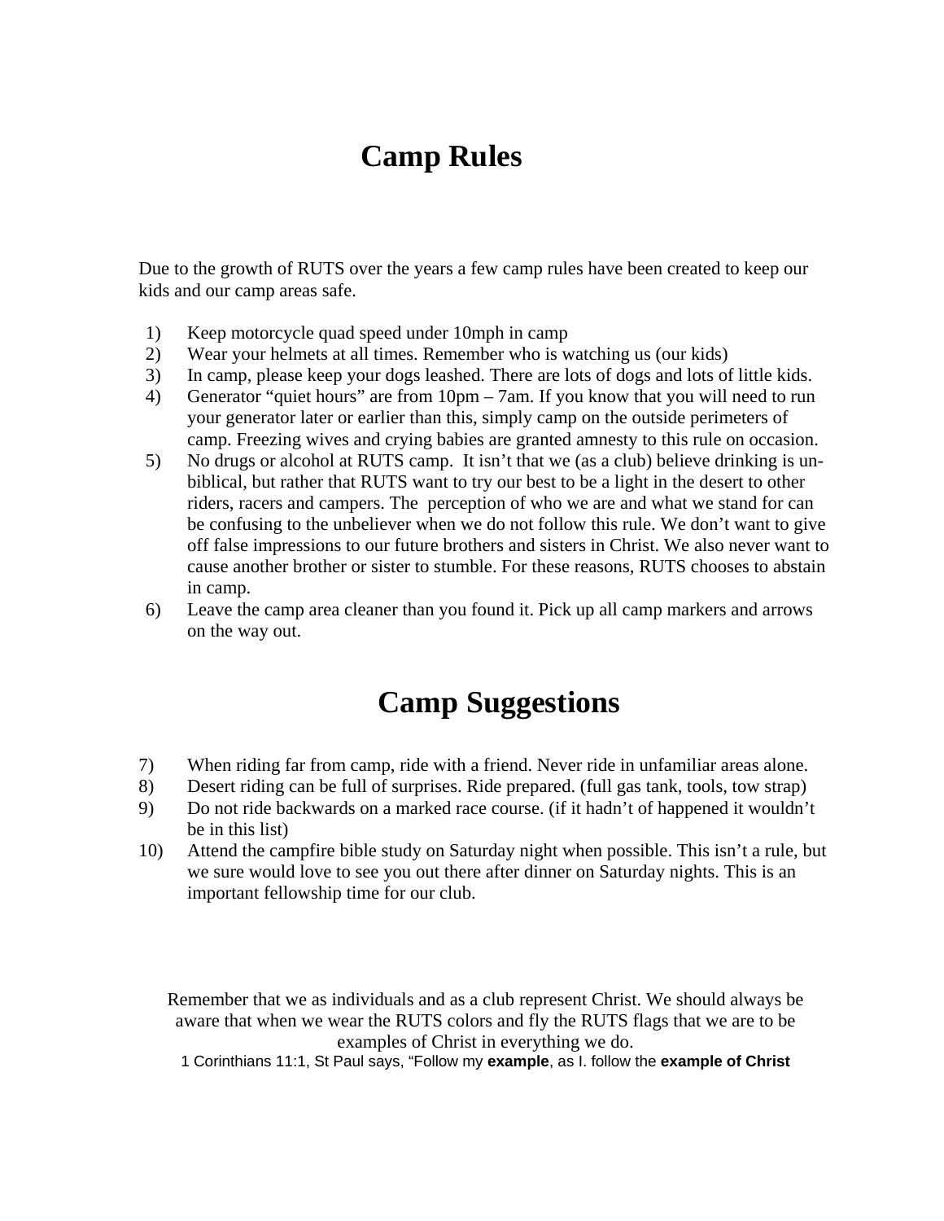# Camp Rules

Due to the growth of RUTS over the years a few camp rules have been created to keep our kids and our camp areas safe.

1) Keep motorcycle quad speed under 10mph in camp
2) Wear your helmets at all times. Remember who is watching us (our kids)
3) In camp, please keep your dogs leashed. There are lots of dogs and lots of little kids.
4) Generator "quiet hours" are from 10pm – 7am. If you know that you will need to run your generator later or earlier than this, simply camp on the outside perimeters of camp. Freezing wives and crying babies are granted amnesty to this rule on occasion.
5) No drugs or alcohol at RUTS camp. It isn't that we (as a club) believe drinking is un-biblical, but rather that RUTS want to try our best to be a light in the desert to other riders, racers and campers. The perception of who we are and what we stand for can be confusing to the unbeliever when we do not follow this rule. We don't want to give off false impressions to our future brothers and sisters in Christ. We also never want to cause another brother or sister to stumble. For these reasons, RUTS chooses to abstain in camp.
6) Leave the camp area cleaner than you found it. Pick up all camp markers and arrows on the way out.

# Camp Suggestions

7) When riding far from camp, ride with a friend. Never ride in unfamiliar areas alone.
8) Desert riding can be full of surprises. Ride prepared. (full gas tank, tools, tow strap)
9) Do not ride backwards on a marked race course. (if it hadn't of happened it wouldn't be in this list)
10) Attend the campfire bible study on Saturday night when possible. This isn't a rule, but we sure would love to see you out there after dinner on Saturday nights. This is an important fellowship time for our club.

Remember that we as individuals and as a club represent Christ. We should always be aware that when we wear the RUTS colors and fly the RUTS flags that we are to be examples of Christ in everything we do.

1 Corinthians 11:1, St Paul says, "Follow my **example**, as I. follow the **example of Christ**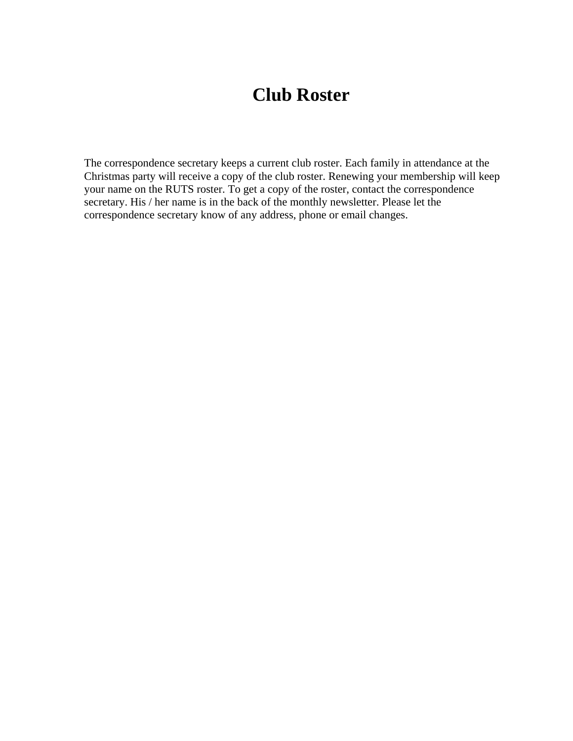# Club Roster

The correspondence secretary keeps a current club roster. Each family in attendance at the Christmas party will receive a copy of the club roster. Renewing your membership will keep your name on the RUTS roster. To get a copy of the roster, contact the correspondence secretary. His / her name is in the back of the monthly newsletter. Please let the correspondence secretary know of any address, phone or email changes.